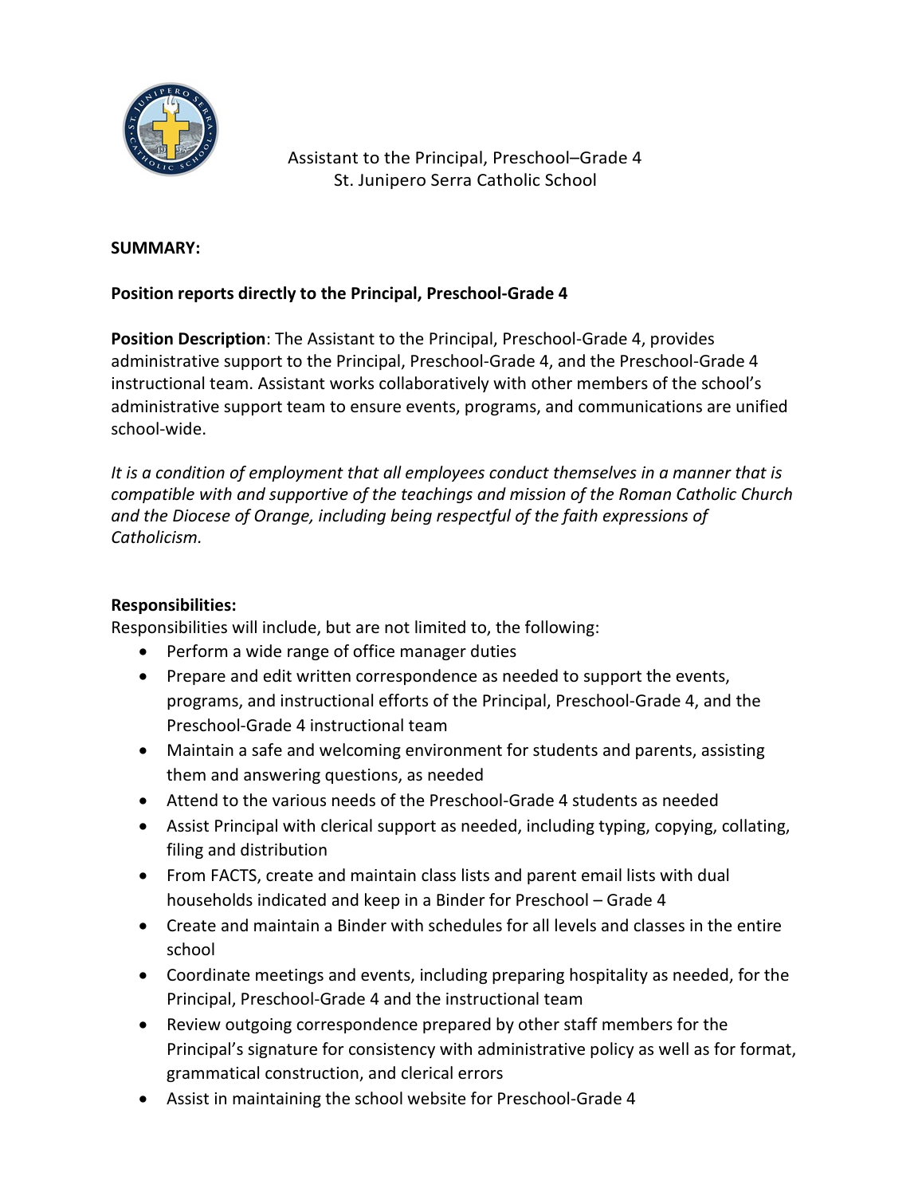# Assistant to the Principal, Preschool–Grade 4
## St. Junipero Serra Catholic School

**SUMMARY:**

**Position reports directly to the Principal, Preschool-Grade 4**

**Position Description**: The Assistant to the Principal, Preschool-Grade 4, provides administrative support to the Principal, Preschool-Grade 4, and the Preschool-Grade 4 instructional team. Assistant works collaboratively with other members of the school's administrative support team to ensure events, programs, and communications are unified school-wide.

*It is a condition of employment that all employees conduct themselves in a manner that is compatible with and supportive of the teachings and mission of the Roman Catholic Church and the Diocese of Orange, including being respectful of the faith expressions of Catholicism.*

**Responsibilities:**

Responsibilities will include, but are not limited to, the following:

- Perform a wide range of office manager duties
- Prepare and edit written correspondence as needed to support the events, programs, and instructional efforts of the Principal, Preschool-Grade 4, and the Preschool-Grade 4 instructional team
- Maintain a safe and welcoming environment for students and parents, assisting them and answering questions, as needed
- Attend to the various needs of the Preschool-Grade 4 students as needed
- Assist Principal with clerical support as needed, including typing, copying, collating, filing and distribution
- From FACTS, create and maintain class lists and parent email lists with dual households indicated and keep in a Binder for Preschool – Grade 4
- Create and maintain a Binder with schedules for all levels and classes in the entire school
- Coordinate meetings and events, including preparing hospitality as needed, for the Principal, Preschool-Grade 4 and the instructional team
- Review outgoing correspondence prepared by other staff members for the Principal's signature for consistency with administrative policy as well as for format, grammatical construction, and clerical errors
- Assist in maintaining the school website for Preschool-Grade 4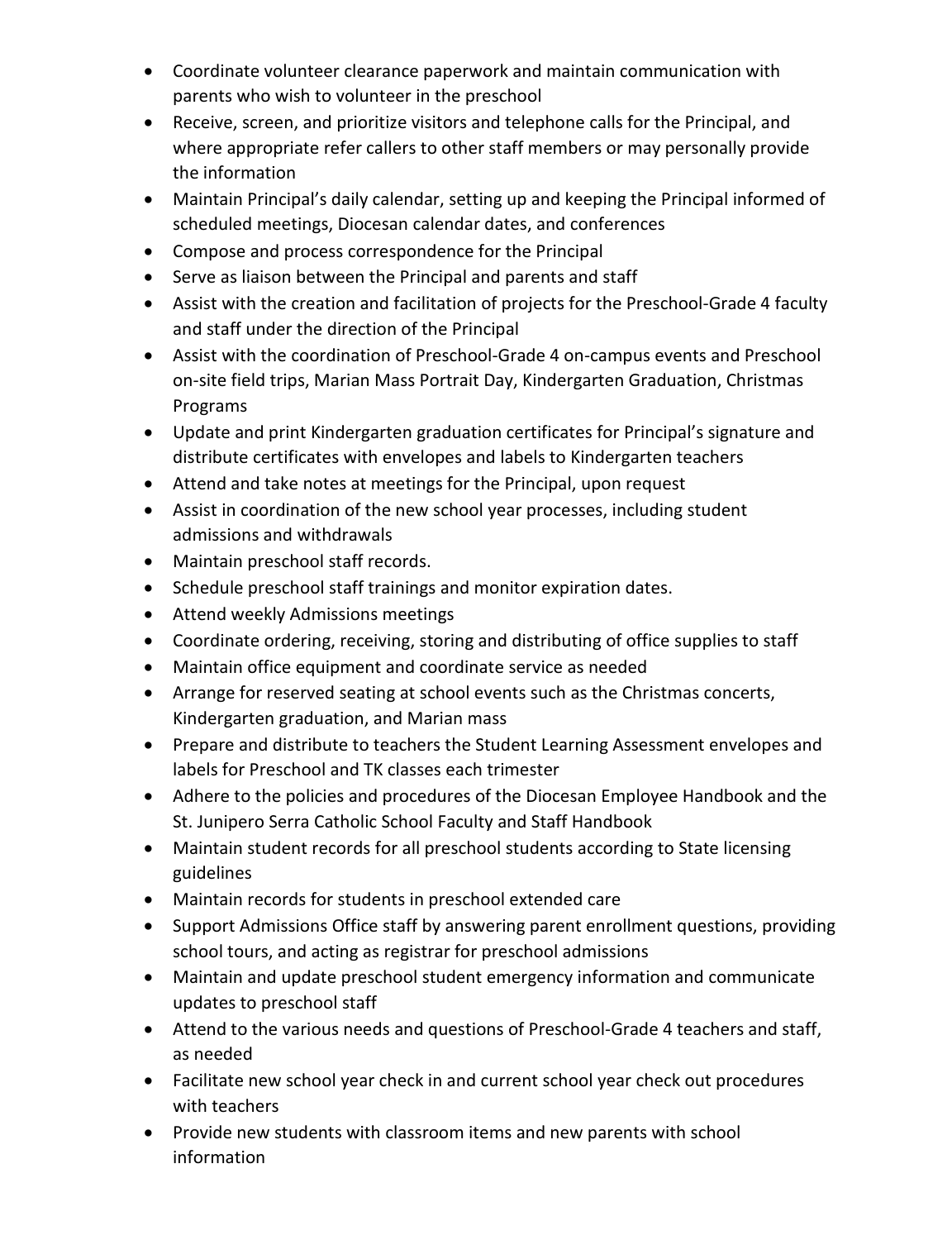- Coordinate volunteer clearance paperwork and maintain communication with parents who wish to volunteer in the preschool
- Receive, screen, and prioritize visitors and telephone calls for the Principal, and where appropriate refer callers to other staff members or may personally provide the information
- Maintain Principal's daily calendar, setting up and keeping the Principal informed of scheduled meetings, Diocesan calendar dates, and conferences
- Compose and process correspondence for the Principal
- Serve as liaison between the Principal and parents and staff
- Assist with the creation and facilitation of projects for the Preschool-Grade 4 faculty and staff under the direction of the Principal
- Assist with the coordination of Preschool-Grade 4 on-campus events and Preschool on-site field trips, Marian Mass Portrait Day, Kindergarten Graduation, Christmas Programs
- Update and print Kindergarten graduation certificates for Principal's signature and distribute certificates with envelopes and labels to Kindergarten teachers
- Attend and take notes at meetings for the Principal, upon request
- Assist in coordination of the new school year processes, including student admissions and withdrawals
- Maintain preschool staff records.
- Schedule preschool staff trainings and monitor expiration dates.
- Attend weekly Admissions meetings
- Coordinate ordering, receiving, storing and distributing of office supplies to staff
- Maintain office equipment and coordinate service as needed
- Arrange for reserved seating at school events such as the Christmas concerts, Kindergarten graduation, and Marian mass
- Prepare and distribute to teachers the Student Learning Assessment envelopes and labels for Preschool and TK classes each trimester
- Adhere to the policies and procedures of the Diocesan Employee Handbook and the St. Junipero Serra Catholic School Faculty and Staff Handbook
- Maintain student records for all preschool students according to State licensing guidelines
- Maintain records for students in preschool extended care
- Support Admissions Office staff by answering parent enrollment questions, providing school tours, and acting as registrar for preschool admissions
- Maintain and update preschool student emergency information and communicate updates to preschool staff
- Attend to the various needs and questions of Preschool-Grade 4 teachers and staff, as needed
- Facilitate new school year check in and current school year check out procedures with teachers
- Provide new students with classroom items and new parents with school information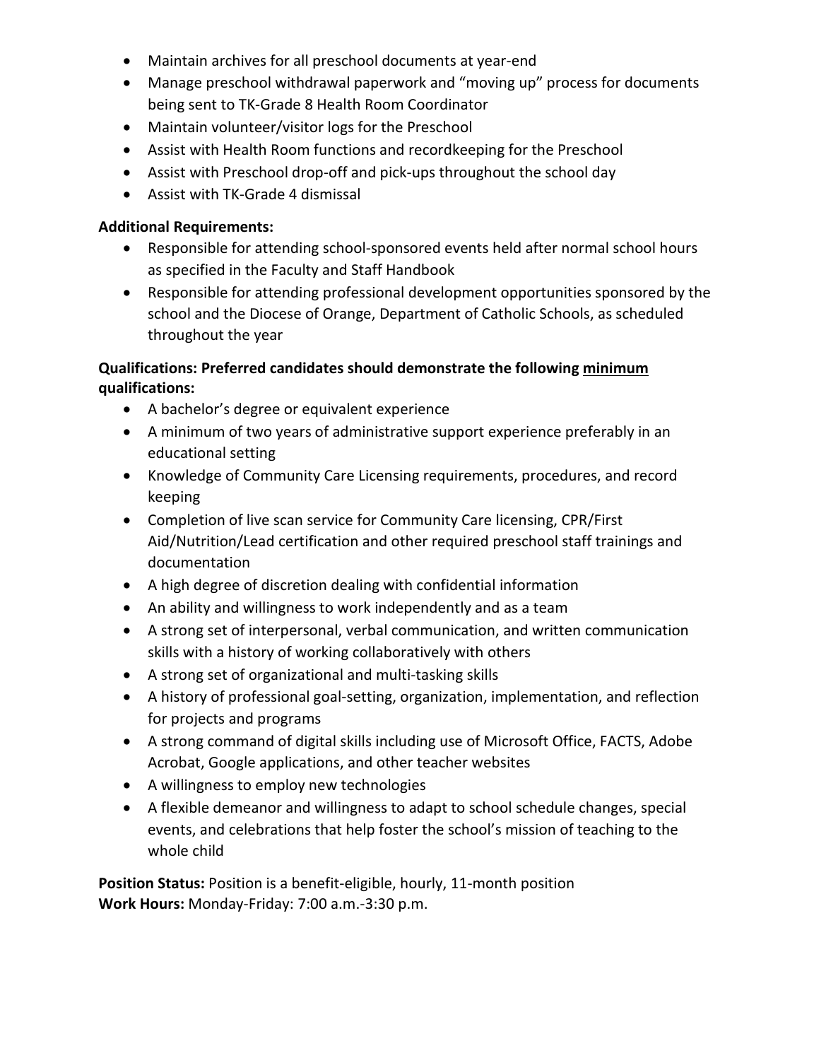- Maintain archives for all preschool documents at year-end
- Manage preschool withdrawal paperwork and "moving up" process for documents being sent to TK-Grade 8 Health Room Coordinator
- Maintain volunteer/visitor logs for the Preschool
- Assist with Health Room functions and recordkeeping for the Preschool
- Assist with Preschool drop-off and pick-ups throughout the school day
- Assist with TK-Grade 4 dismissal

**Additional Requirements:**

- Responsible for attending school-sponsored events held after normal school hours as specified in the Faculty and Staff Handbook
- Responsible for attending professional development opportunities sponsored by the school and the Diocese of Orange, Department of Catholic Schools, as scheduled throughout the year

**Qualifications: Preferred candidates should demonstrate the following <u>minimum</u> qualifications:**

- A bachelor's degree or equivalent experience
- A minimum of two years of administrative support experience preferably in an educational setting
- Knowledge of Community Care Licensing requirements, procedures, and record keeping
- Completion of live scan service for Community Care licensing, CPR/First Aid/Nutrition/Lead certification and other required preschool staff trainings and documentation
- A high degree of discretion dealing with confidential information
- An ability and willingness to work independently and as a team
- A strong set of interpersonal, verbal communication, and written communication skills with a history of working collaboratively with others
- A strong set of organizational and multi-tasking skills
- A history of professional goal-setting, organization, implementation, and reflection for projects and programs
- A strong command of digital skills including use of Microsoft Office, FACTS, Adobe Acrobat, Google applications, and other teacher websites
- A willingness to employ new technologies
- A flexible demeanor and willingness to adapt to school schedule changes, special events, and celebrations that help foster the school's mission of teaching to the whole child

**Position Status:** Position is a benefit-eligible, hourly, 11-month position
**Work Hours:** Monday-Friday: 7:00 a.m.-3:30 p.m.